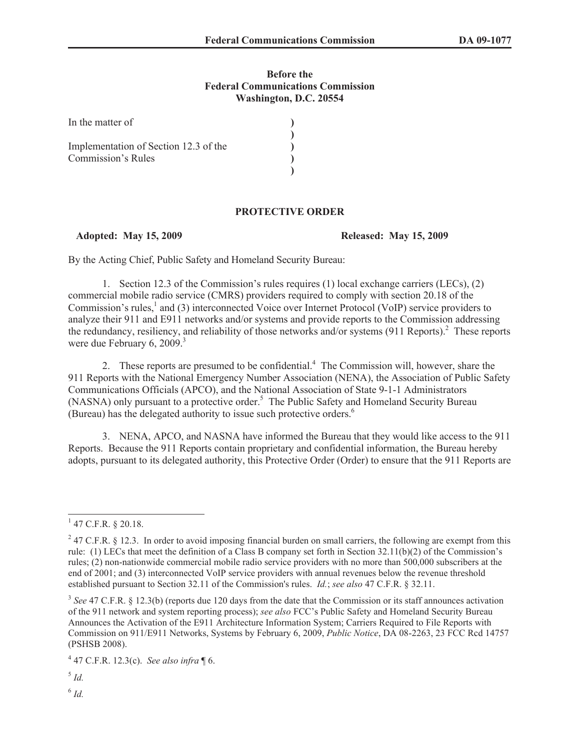**Before the**
**Federal Communications Commission**
**Washington, D.C. 20554**

| | |
|---|---|
| In the matter of | ) |
| | ) |
| Implementation of Section 12.3 of the | ) |
| Commission's Rules | ) |
| | ) |

**PROTECTIVE ORDER**

**Adopted: May 15, 2009** **Released: May 15, 2009**

By the Acting Chief, Public Safety and Homeland Security Bureau:

1. Section 12.3 of the Commission's rules requires (1) local exchange carriers (LECs), (2) commercial mobile radio service (CMRS) providers required to comply with section 20.18 of the Commission's rules,[1] and (3) interconnected Voice over Internet Protocol (VoIP) service providers to analyze their 911 and E911 networks and/or systems and provide reports to the Commission addressing the redundancy, resiliency, and reliability of those networks and/or systems (911 Reports).[2] These reports were due February 6, 2009.[3]

2. These reports are presumed to be confidential.[4] The Commission will, however, share the 911 Reports with the National Emergency Number Association (NENA), the Association of Public Safety Communications Officials (APCO), and the National Association of State 9-1-1 Administrators (NASNA) only pursuant to a protective order.[5] The Public Safety and Homeland Security Bureau (Bureau) has the delegated authority to issue such protective orders.[6]

3. NENA, APCO, and NASNA have informed the Bureau that they would like access to the 911 Reports. Because the 911 Reports contain proprietary and confidential information, the Bureau hereby adopts, pursuant to its delegated authority, this Protective Order (Order) to ensure that the 911 Reports are

---

[1] 47 C.F.R. § 20.18.

[2] 47 C.F.R. § 12.3. In order to avoid imposing financial burden on small carriers, the following are exempt from this rule: (1) LECs that meet the definition of a Class B company set forth in Section 32.11(b)(2) of the Commission's rules; (2) non-nationwide commercial mobile radio service providers with no more than 500,000 subscribers at the end of 2001; and (3) interconnected VoIP service providers with annual revenues below the revenue threshold established pursuant to Section 32.11 of the Commission's rules. *Id.*; *see also* 47 C.F.R. § 32.11.

[3] *See* 47 C.F.R. § 12.3(b) (reports due 120 days from the date that the Commission or its staff announces activation of the 911 network and system reporting process); *see also* FCC's Public Safety and Homeland Security Bureau Announces the Activation of the E911 Architecture Information System; Carriers Required to File Reports with Commission on 911/E911 Networks, Systems by February 6, 2009, *Public Notice*, DA 08-2263, 23 FCC Rcd 14757 (PSHSB 2008).

[4] 47 C.F.R. 12.3(c). *See also infra* ¶ 6.

[5] *Id.*

[6] *Id.*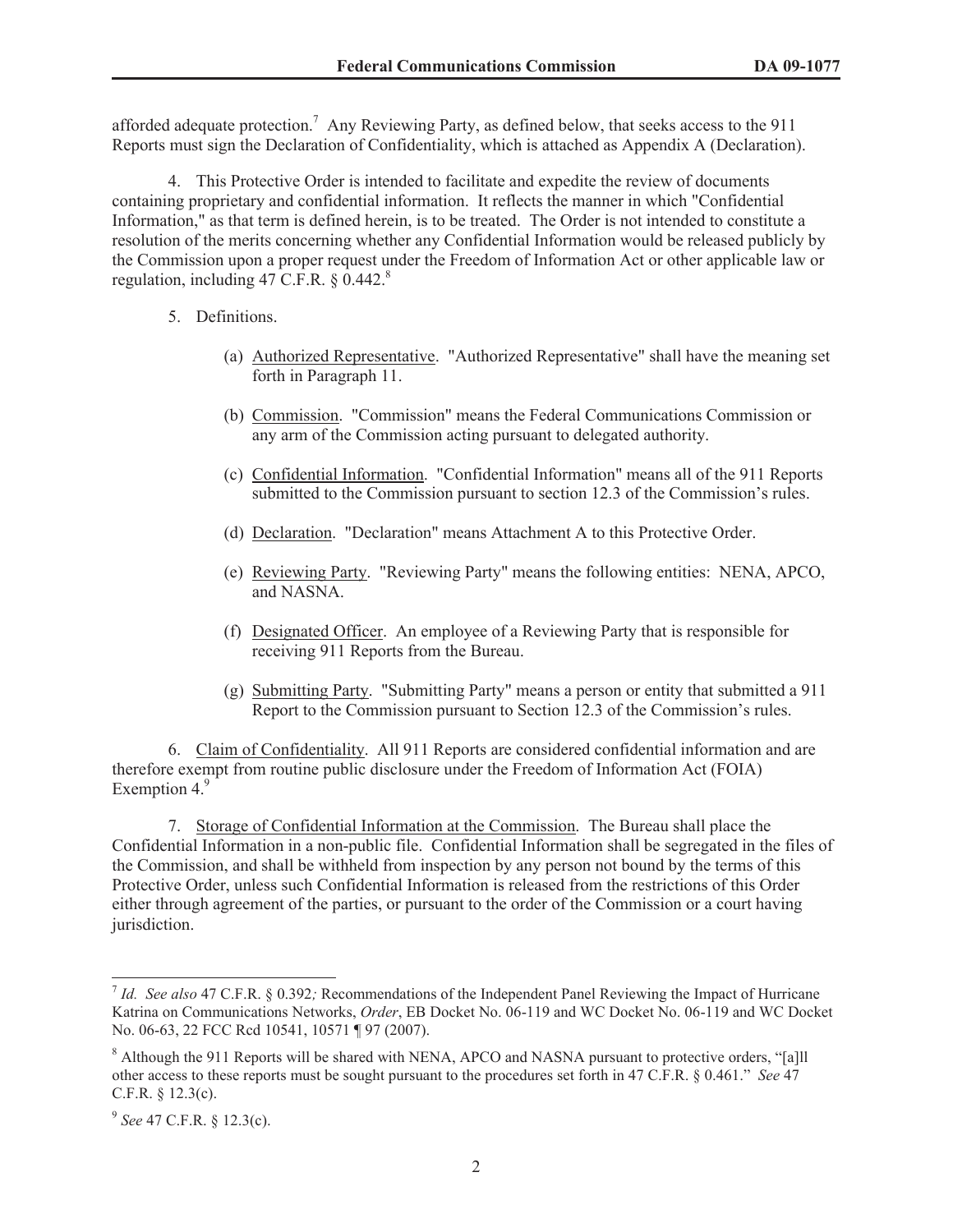afforded adequate protection.[7] Any Reviewing Party, as defined below, that seeks access to the 911 Reports must sign the Declaration of Confidentiality, which is attached as Appendix A (Declaration).

4. This Protective Order is intended to facilitate and expedite the review of documents containing proprietary and confidential information. It reflects the manner in which "Confidential Information," as that term is defined herein, is to be treated. The Order is not intended to constitute a resolution of the merits concerning whether any Confidential Information would be released publicly by the Commission upon a proper request under the Freedom of Information Act or other applicable law or regulation, including 47 C.F.R. § 0.442.[8]

5. Definitions.

(a) Authorized Representative. "Authorized Representative" shall have the meaning set forth in Paragraph 11.

(b) Commission. "Commission" means the Federal Communications Commission or any arm of the Commission acting pursuant to delegated authority.

(c) Confidential Information. "Confidential Information" means all of the 911 Reports submitted to the Commission pursuant to section 12.3 of the Commission's rules.

(d) Declaration. "Declaration" means Attachment A to this Protective Order.

(e) Reviewing Party. "Reviewing Party" means the following entities: NENA, APCO, and NASNA.

(f) Designated Officer. An employee of a Reviewing Party that is responsible for receiving 911 Reports from the Bureau.

(g) Submitting Party. "Submitting Party" means a person or entity that submitted a 911 Report to the Commission pursuant to Section 12.3 of the Commission's rules.

6. Claim of Confidentiality. All 911 Reports are considered confidential information and are therefore exempt from routine public disclosure under the Freedom of Information Act (FOIA) Exemption 4.[9]

7. Storage of Confidential Information at the Commission. The Bureau shall place the Confidential Information in a non-public file. Confidential Information shall be segregated in the files of the Commission, and shall be withheld from inspection by any person not bound by the terms of this Protective Order, unless such Confidential Information is released from the restrictions of this Order either through agreement of the parties, or pursuant to the order of the Commission or a court having jurisdiction.

---

[7] *Id. See also* 47 C.F.R. § 0.392*;* Recommendations of the Independent Panel Reviewing the Impact of Hurricane Katrina on Communications Networks, *Order*, EB Docket No. 06-119 and WC Docket No. 06-119 and WC Docket No. 06-63, 22 FCC Rcd 10541, 10571 ¶ 97 (2007).

[8] Although the 911 Reports will be shared with NENA, APCO and NASNA pursuant to protective orders, "[a]ll other access to these reports must be sought pursuant to the procedures set forth in 47 C.F.R. § 0.461." *See* 47 C.F.R. § 12.3(c).

[9] *See* 47 C.F.R. § 12.3(c).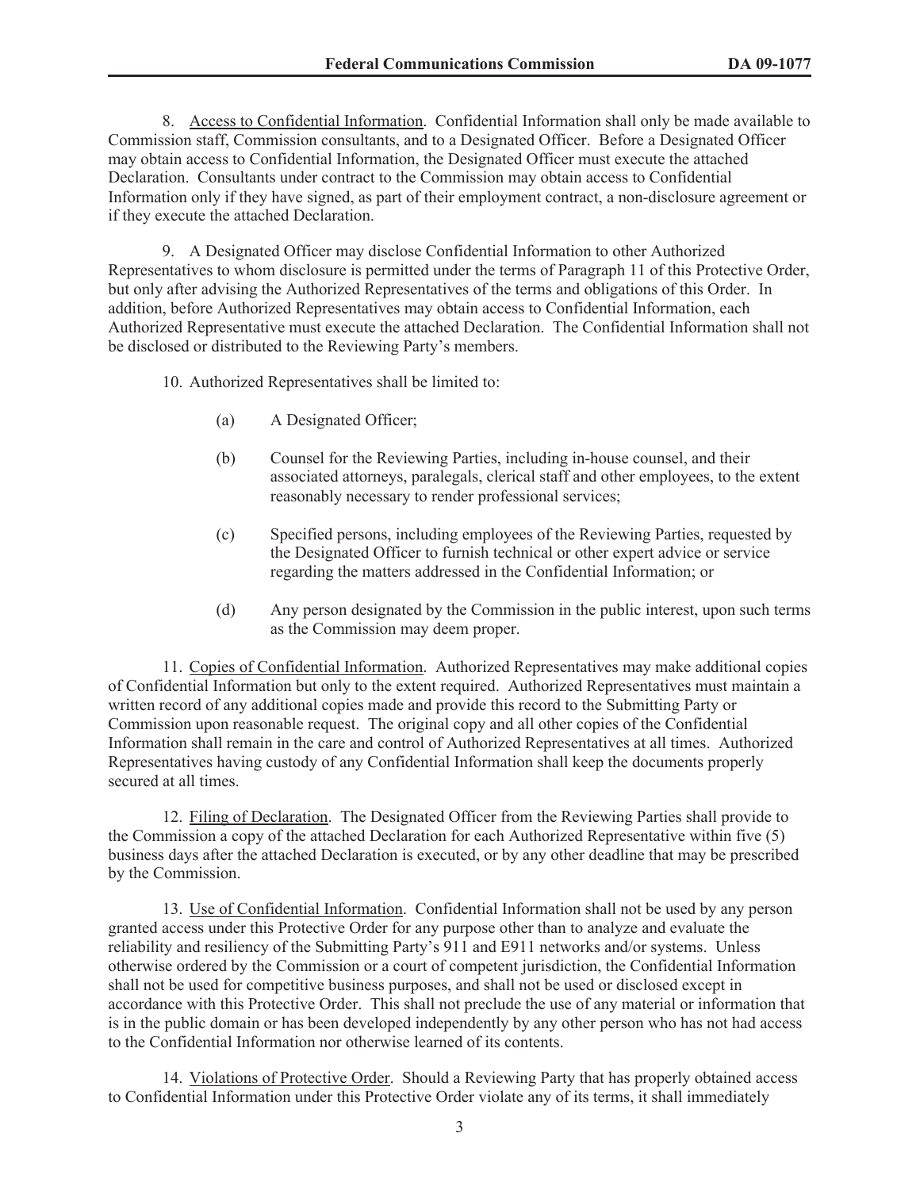8. Access to Confidential Information. Confidential Information shall only be made available to Commission staff, Commission consultants, and to a Designated Officer. Before a Designated Officer may obtain access to Confidential Information, the Designated Officer must execute the attached Declaration. Consultants under contract to the Commission may obtain access to Confidential Information only if they have signed, as part of their employment contract, a non-disclosure agreement or if they execute the attached Declaration.

9. A Designated Officer may disclose Confidential Information to other Authorized Representatives to whom disclosure is permitted under the terms of Paragraph 11 of this Protective Order, but only after advising the Authorized Representatives of the terms and obligations of this Order. In addition, before Authorized Representatives may obtain access to Confidential Information, each Authorized Representative must execute the attached Declaration. The Confidential Information shall not be disclosed or distributed to the Reviewing Party's members.

10. Authorized Representatives shall be limited to:

(a) A Designated Officer;

(b) Counsel for the Reviewing Parties, including in-house counsel, and their associated attorneys, paralegals, clerical staff and other employees, to the extent reasonably necessary to render professional services;

(c) Specified persons, including employees of the Reviewing Parties, requested by the Designated Officer to furnish technical or other expert advice or service regarding the matters addressed in the Confidential Information; or

(d) Any person designated by the Commission in the public interest, upon such terms as the Commission may deem proper.

11. Copies of Confidential Information. Authorized Representatives may make additional copies of Confidential Information but only to the extent required. Authorized Representatives must maintain a written record of any additional copies made and provide this record to the Submitting Party or Commission upon reasonable request. The original copy and all other copies of the Confidential Information shall remain in the care and control of Authorized Representatives at all times. Authorized Representatives having custody of any Confidential Information shall keep the documents properly secured at all times.

12. Filing of Declaration. The Designated Officer from the Reviewing Parties shall provide to the Commission a copy of the attached Declaration for each Authorized Representative within five (5) business days after the attached Declaration is executed, or by any other deadline that may be prescribed by the Commission.

13. Use of Confidential Information. Confidential Information shall not be used by any person granted access under this Protective Order for any purpose other than to analyze and evaluate the reliability and resiliency of the Submitting Party's 911 and E911 networks and/or systems. Unless otherwise ordered by the Commission or a court of competent jurisdiction, the Confidential Information shall not be used for competitive business purposes, and shall not be used or disclosed except in accordance with this Protective Order. This shall not preclude the use of any material or information that is in the public domain or has been developed independently by any other person who has not had access to the Confidential Information nor otherwise learned of its contents.

14. Violations of Protective Order. Should a Reviewing Party that has properly obtained access to Confidential Information under this Protective Order violate any of its terms, it shall immediately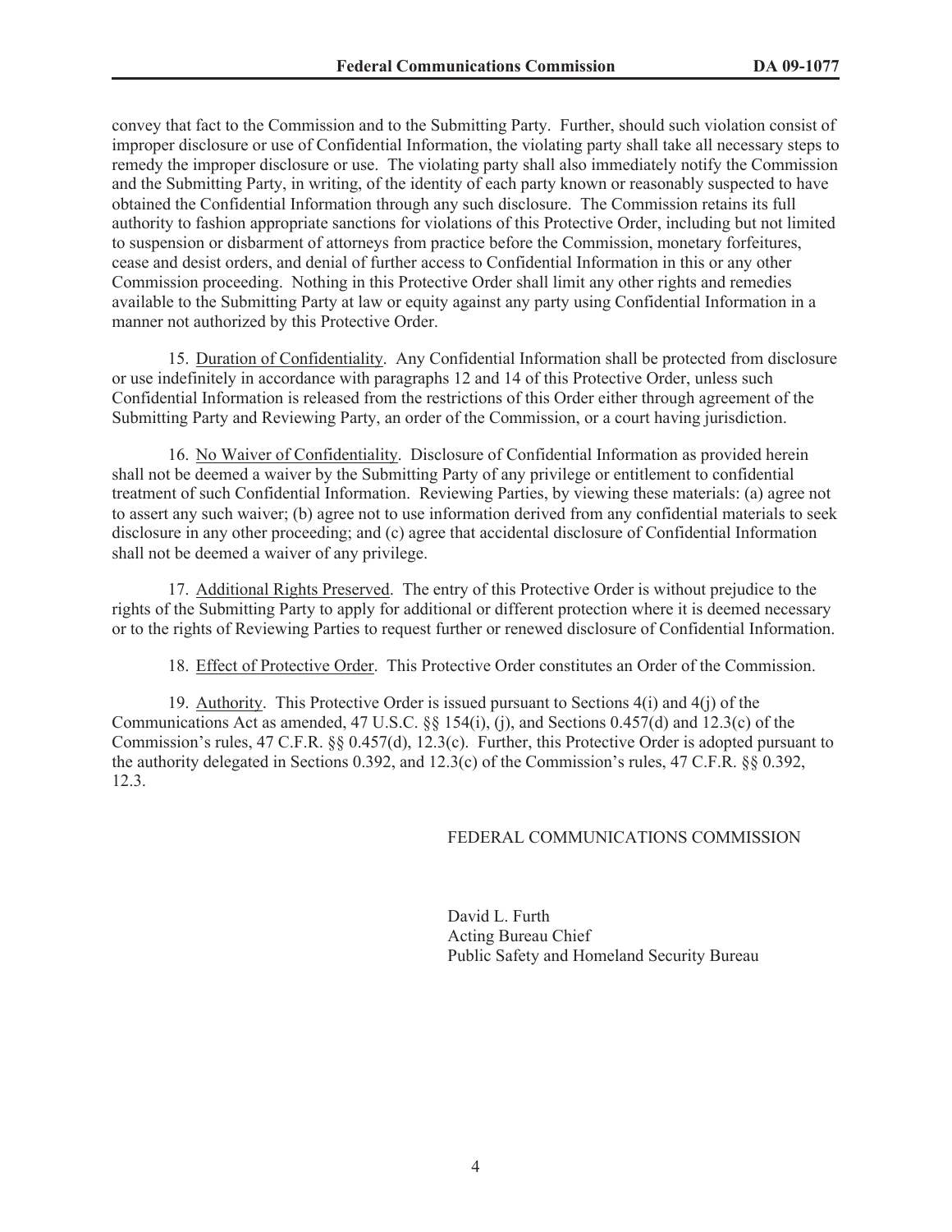convey that fact to the Commission and to the Submitting Party. Further, should such violation consist of improper disclosure or use of Confidential Information, the violating party shall take all necessary steps to remedy the improper disclosure or use. The violating party shall also immediately notify the Commission and the Submitting Party, in writing, of the identity of each party known or reasonably suspected to have obtained the Confidential Information through any such disclosure. The Commission retains its full authority to fashion appropriate sanctions for violations of this Protective Order, including but not limited to suspension or disbarment of attorneys from practice before the Commission, monetary forfeitures, cease and desist orders, and denial of further access to Confidential Information in this or any other Commission proceeding. Nothing in this Protective Order shall limit any other rights and remedies available to the Submitting Party at law or equity against any party using Confidential Information in a manner not authorized by this Protective Order.

15. Duration of Confidentiality. Any Confidential Information shall be protected from disclosure or use indefinitely in accordance with paragraphs 12 and 14 of this Protective Order, unless such Confidential Information is released from the restrictions of this Order either through agreement of the Submitting Party and Reviewing Party, an order of the Commission, or a court having jurisdiction.

16. No Waiver of Confidentiality. Disclosure of Confidential Information as provided herein shall not be deemed a waiver by the Submitting Party of any privilege or entitlement to confidential treatment of such Confidential Information. Reviewing Parties, by viewing these materials: (a) agree not to assert any such waiver; (b) agree not to use information derived from any confidential materials to seek disclosure in any other proceeding; and (c) agree that accidental disclosure of Confidential Information shall not be deemed a waiver of any privilege.

17. Additional Rights Preserved. The entry of this Protective Order is without prejudice to the rights of the Submitting Party to apply for additional or different protection where it is deemed necessary or to the rights of Reviewing Parties to request further or renewed disclosure of Confidential Information.

18. Effect of Protective Order. This Protective Order constitutes an Order of the Commission.

19. Authority. This Protective Order is issued pursuant to Sections 4(i) and 4(j) of the Communications Act as amended, 47 U.S.C. §§ 154(i), (j), and Sections 0.457(d) and 12.3(c) of the Commission's rules, 47 C.F.R. §§ 0.457(d), 12.3(c). Further, this Protective Order is adopted pursuant to the authority delegated in Sections 0.392, and 12.3(c) of the Commission's rules, 47 C.F.R. §§ 0.392, 12.3.

FEDERAL COMMUNICATIONS COMMISSION

David L. Furth
Acting Bureau Chief
Public Safety and Homeland Security Bureau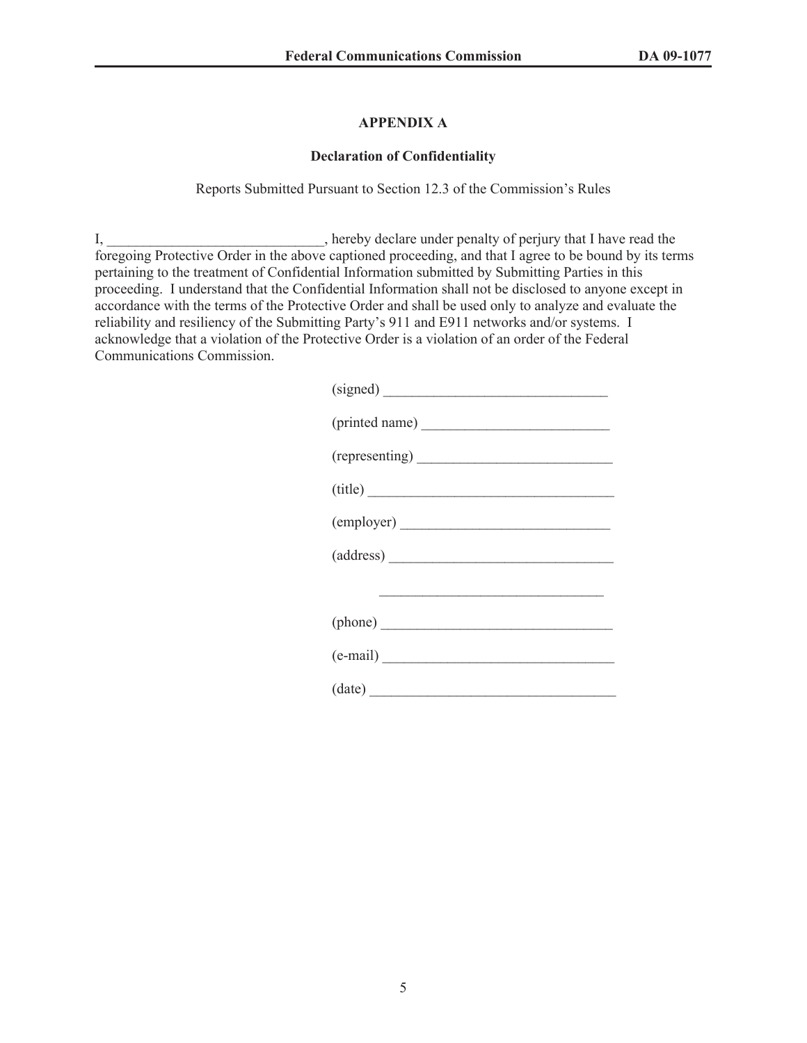## APPENDIX A

### Declaration of Confidentiality

Reports Submitted Pursuant to Section 12.3 of the Commission's Rules

I, ______________________________, hereby declare under penalty of perjury that I have read the foregoing Protective Order in the above captioned proceeding, and that I agree to be bound by its terms pertaining to the treatment of Confidential Information submitted by Submitting Parties in this proceeding. I understand that the Confidential Information shall not be disclosed to anyone except in accordance with the terms of the Protective Order and shall be used only to analyze and evaluate the reliability and resiliency of the Submitting Party's 911 and E911 networks and/or systems. I acknowledge that a violation of the Protective Order is a violation of an order of the Federal Communications Commission.

(signed) _______________________________

(printed name) __________________________

(representing) ___________________________

(title) __________________________________

(employer) _____________________________

(address) _______________________________

_______________________________

(phone) ________________________________

(e-mail) ________________________________

(date) __________________________________